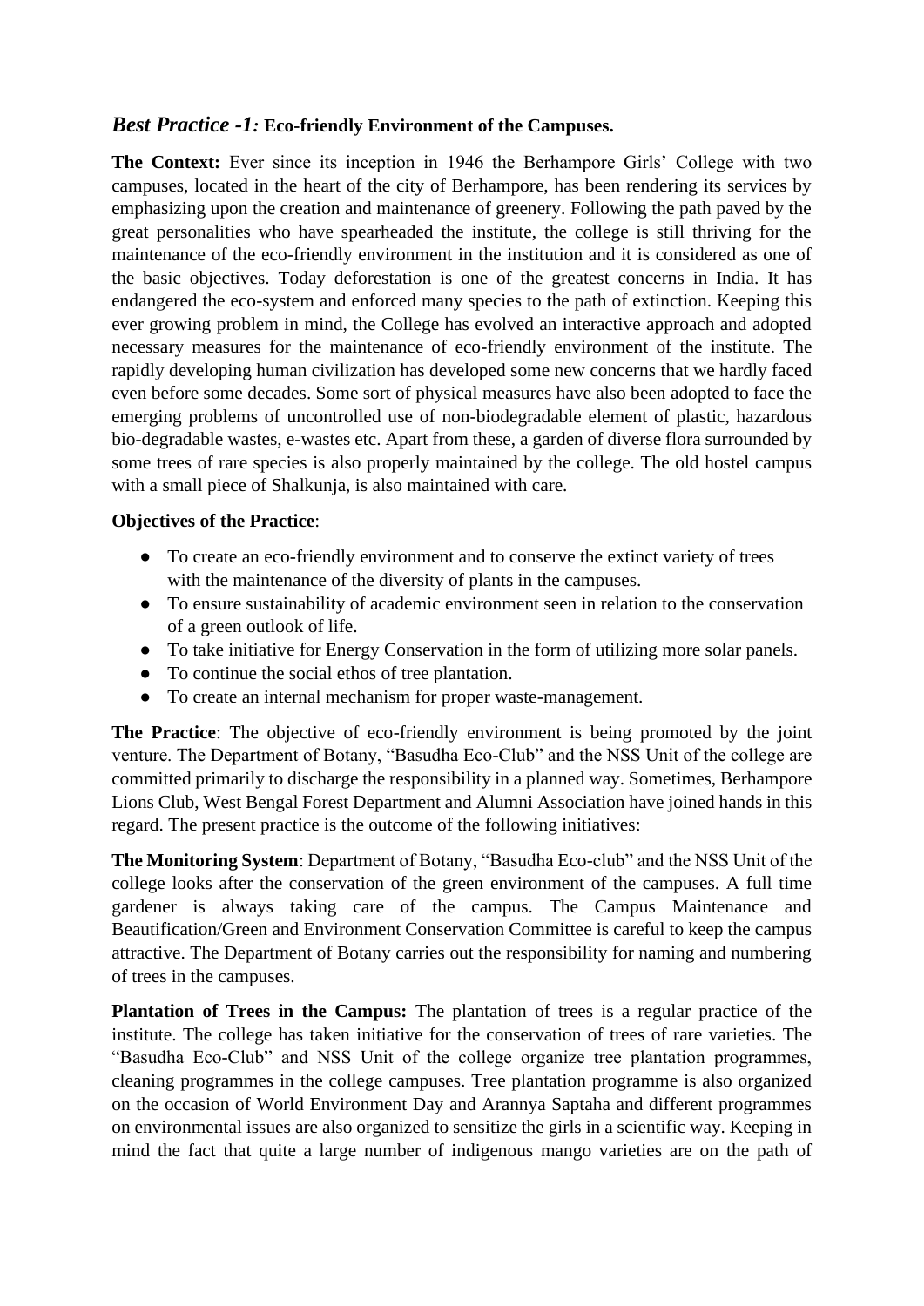## *Best Practice -1:* Eco-friendly Environment of the Campuses.

**The Context:** Ever since its inception in 1946 the Berhampore Girls' College with two campuses, located in the heart of the city of Berhampore, has been rendering its services by emphasizing upon the creation and maintenance of greenery. Following the path paved by the great personalities who have spearheaded the institute, the college is still thriving for the maintenance of the eco-friendly environment in the institution and it is considered as one of the basic objectives. Today deforestation is one of the greatest concerns in India. It has endangered the eco-system and enforced many species to the path of extinction. Keeping this ever growing problem in mind, the College has evolved an interactive approach and adopted necessary measures for the maintenance of eco-friendly environment of the institute. The rapidly developing human civilization has developed some new concerns that we hardly faced even before some decades. Some sort of physical measures have also been adopted to face the emerging problems of uncontrolled use of non-biodegradable element of plastic, hazardous bio-degradable wastes, e-wastes etc. Apart from these, a garden of diverse flora surrounded by some trees of rare species is also properly maintained by the college. The old hostel campus with a small piece of Shalkunja, is also maintained with care.

**Objectives of the Practice**:

- To create an eco-friendly environment and to conserve the extinct variety of trees with the maintenance of the diversity of plants in the campuses.
- To ensure sustainability of academic environment seen in relation to the conservation of a green outlook of life.
- To take initiative for Energy Conservation in the form of utilizing more solar panels.
- To continue the social ethos of tree plantation.
- To create an internal mechanism for proper waste-management.

**The Practice**: The objective of eco-friendly environment is being promoted by the joint venture. The Department of Botany, "Basudha Eco-Club" and the NSS Unit of the college are committed primarily to discharge the responsibility in a planned way. Sometimes, Berhampore Lions Club, West Bengal Forest Department and Alumni Association have joined hands in this regard. The present practice is the outcome of the following initiatives:

**The Monitoring System**: Department of Botany, "Basudha Eco-club" and the NSS Unit of the college looks after the conservation of the green environment of the campuses. A full time gardener is always taking care of the campus. The Campus Maintenance and Beautification/Green and Environment Conservation Committee is careful to keep the campus attractive. The Department of Botany carries out the responsibility for naming and numbering of trees in the campuses.

**Plantation of Trees in the Campus:** The plantation of trees is a regular practice of the institute. The college has taken initiative for the conservation of trees of rare varieties. The "Basudha Eco-Club" and NSS Unit of the college organize tree plantation programmes, cleaning programmes in the college campuses. Tree plantation programme is also organized on the occasion of World Environment Day and Arannya Saptaha and different programmes on environmental issues are also organized to sensitize the girls in a scientific way. Keeping in mind the fact that quite a large number of indigenous mango varieties are on the path of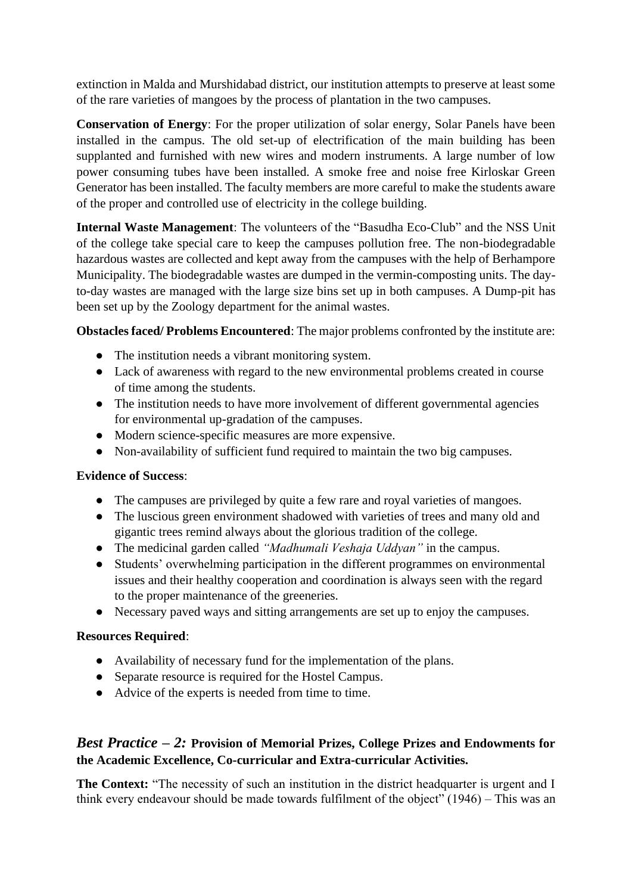extinction in Malda and Murshidabad district, our institution attempts to preserve at least some of the rare varieties of mangoes by the process of plantation in the two campuses.

**Conservation of Energy**: For the proper utilization of solar energy, Solar Panels have been installed in the campus. The old set-up of electrification of the main building has been supplanted and furnished with new wires and modern instruments. A large number of low power consuming tubes have been installed. A smoke free and noise free Kirloskar Green Generator has been installed. The faculty members are more careful to make the students aware of the proper and controlled use of electricity in the college building.

**Internal Waste Management**: The volunteers of the "Basudha Eco-Club" and the NSS Unit of the college take special care to keep the campuses pollution free. The non-biodegradable hazardous wastes are collected and kept away from the campuses with the help of Berhampore Municipality. The biodegradable wastes are dumped in the vermin-composting units. The day-to-day wastes are managed with the large size bins set up in both campuses. A Dump-pit has been set up by the Zoology department for the animal wastes.

**Obstacles faced/ Problems Encountered**: The major problems confronted by the institute are:

- The institution needs a vibrant monitoring system.
- Lack of awareness with regard to the new environmental problems created in course of time among the students.
- The institution needs to have more involvement of different governmental agencies for environmental up-gradation of the campuses.
- Modern science-specific measures are more expensive.
- Non-availability of sufficient fund required to maintain the two big campuses.

**Evidence of Success**:

- The campuses are privileged by quite a few rare and royal varieties of mangoes.
- The luscious green environment shadowed with varieties of trees and many old and gigantic trees remind always about the glorious tradition of the college.
- The medicinal garden called *"Madhumali Veshaja Uddyan"* in the campus.
- Students' overwhelming participation in the different programmes on environmental issues and their healthy cooperation and coordination is always seen with the regard to the proper maintenance of the greeneries.
- Necessary paved ways and sitting arrangements are set up to enjoy the campuses.

**Resources Required**:

- Availability of necessary fund for the implementation of the plans.
- Separate resource is required for the Hostel Campus.
- Advice of the experts is needed from time to time.

## *Best Practice – 2:* **Provision of Memorial Prizes, College Prizes and Endowments for the Academic Excellence, Co-curricular and Extra-curricular Activities.**

**The Context:** "The necessity of such an institution in the district headquarter is urgent and I think every endeavour should be made towards fulfilment of the object" (1946) – This was an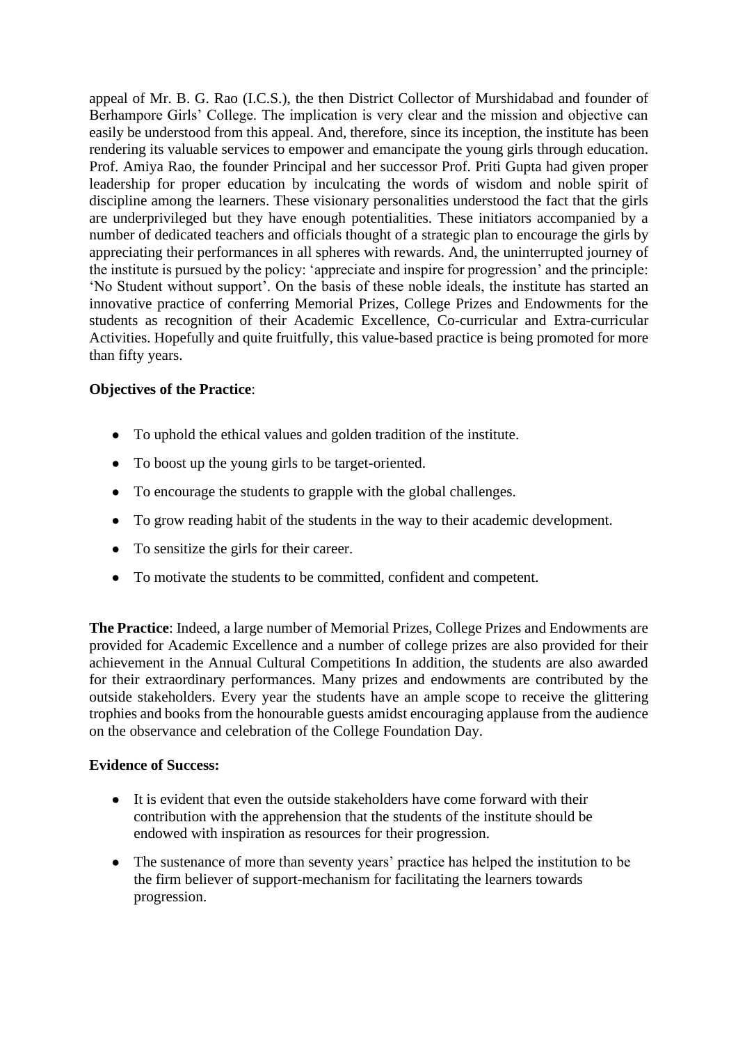appeal of Mr. B. G. Rao (I.C.S.), the then District Collector of Murshidabad and founder of Berhampore Girls' College. The implication is very clear and the mission and objective can easily be understood from this appeal. And, therefore, since its inception, the institute has been rendering its valuable services to empower and emancipate the young girls through education. Prof. Amiya Rao, the founder Principal and her successor Prof. Priti Gupta had given proper leadership for proper education by inculcating the words of wisdom and noble spirit of discipline among the learners. These visionary personalities understood the fact that the girls are underprivileged but they have enough potentialities. These initiators accompanied by a number of dedicated teachers and officials thought of a strategic plan to encourage the girls by appreciating their performances in all spheres with rewards. And, the uninterrupted journey of the institute is pursued by the policy: 'appreciate and inspire for progression' and the principle: 'No Student without support'. On the basis of these noble ideals, the institute has started an innovative practice of conferring Memorial Prizes, College Prizes and Endowments for the students as recognition of their Academic Excellence, Co-curricular and Extra-curricular Activities. Hopefully and quite fruitfully, this value-based practice is being promoted for more than fifty years.

**Objectives of the Practice**:

- To uphold the ethical values and golden tradition of the institute.
- To boost up the young girls to be target-oriented.
- To encourage the students to grapple with the global challenges.
- To grow reading habit of the students in the way to their academic development.
- To sensitize the girls for their career.
- To motivate the students to be committed, confident and competent.

**The Practice**: Indeed, a large number of Memorial Prizes, College Prizes and Endowments are provided for Academic Excellence and a number of college prizes are also provided for their achievement in the Annual Cultural Competitions In addition, the students are also awarded for their extraordinary performances. Many prizes and endowments are contributed by the outside stakeholders. Every year the students have an ample scope to receive the glittering trophies and books from the honourable guests amidst encouraging applause from the audience on the observance and celebration of the College Foundation Day.

**Evidence of Success:**

- It is evident that even the outside stakeholders have come forward with their contribution with the apprehension that the students of the institute should be endowed with inspiration as resources for their progression.
- The sustenance of more than seventy years' practice has helped the institution to be the firm believer of support-mechanism for facilitating the learners towards progression.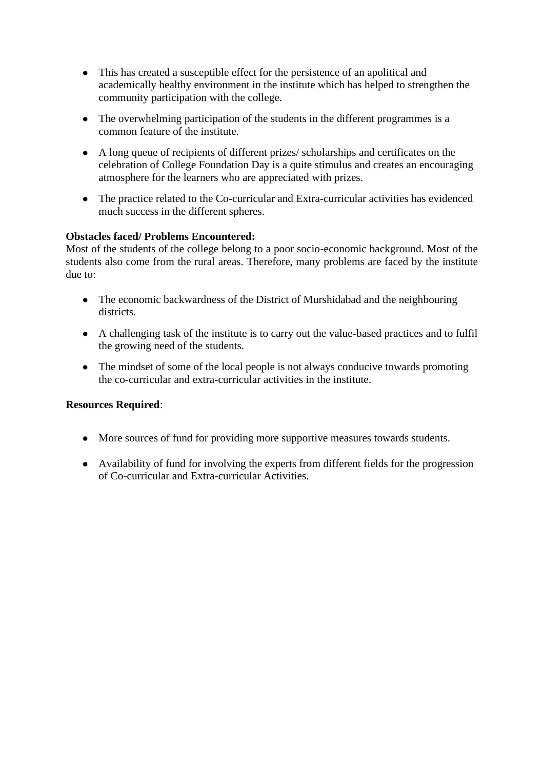- This has created a susceptible effect for the persistence of an apolitical and academically healthy environment in the institute which has helped to strengthen the community participation with the college.
- The overwhelming participation of the students in the different programmes is a common feature of the institute.
- A long queue of recipients of different prizes/ scholarships and certificates on the celebration of College Foundation Day is a quite stimulus and creates an encouraging atmosphere for the learners who are appreciated with prizes.
- The practice related to the Co-curricular and Extra-curricular activities has evidenced much success in the different spheres.

**Obstacles faced/ Problems Encountered:**
Most of the students of the college belong to a poor socio-economic background. Most of the students also come from the rural areas. Therefore, many problems are faced by the institute due to:

- The economic backwardness of the District of Murshidabad and the neighbouring districts.
- A challenging task of the institute is to carry out the value-based practices and to fulfil the growing need of the students.
- The mindset of some of the local people is not always conducive towards promoting the co-curricular and extra-curricular activities in the institute.

**Resources Required**:

- More sources of fund for providing more supportive measures towards students.
- Availability of fund for involving the experts from different fields for the progression of Co-curricular and Extra-curricular Activities.